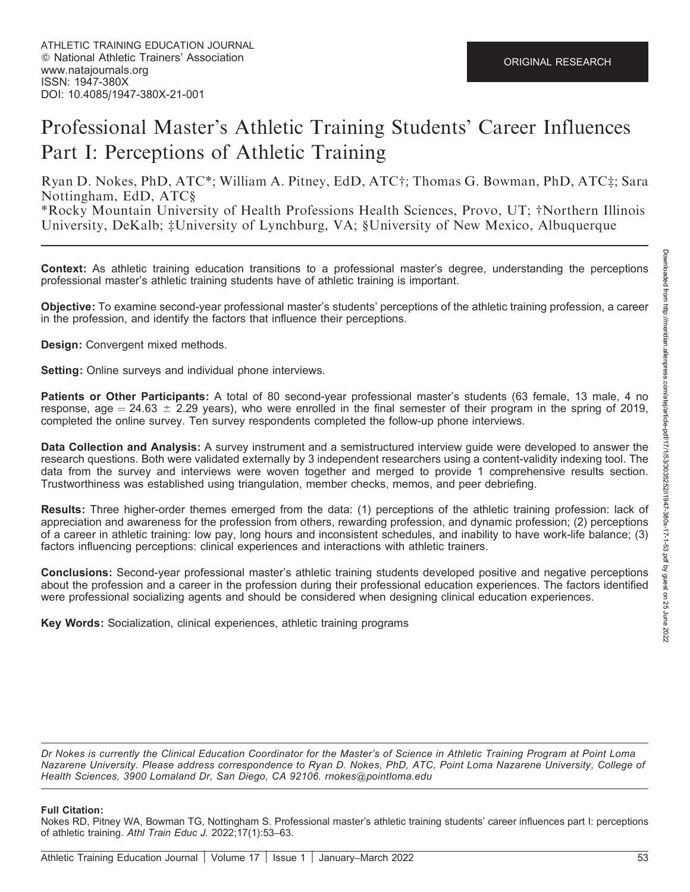ORIGINAL RESEARCH

# Professional Master's Athletic Training Students' Career Influences Part I: Perceptions of Athletic Training

Ryan D. Nokes, PhD, ATC*; William A. Pitney, EdD, ATC†; Thomas G. Bowman, PhD, ATC‡; Sara Nottingham, EdD, ATC§

*Rocky Mountain University of Health Professions Health Sciences, Provo, UT; †Northern Illinois University, DeKalb; ‡University of Lynchburg, VA; §University of New Mexico, Albuquerque

**Context:** As athletic training education transitions to a professional master's degree, understanding the perceptions professional master's athletic training students have of athletic training is important.

**Objective:** To examine second-year professional master's students' perceptions of the athletic training profession, a career in the profession, and identify the factors that influence their perceptions.

**Design:** Convergent mixed methods.

**Setting:** Online surveys and individual phone interviews.

**Patients or Other Participants:** A total of 80 second-year professional master's students (63 female, 13 male, 4 no response, age = $24.63 \pm 2.29$ years), who were enrolled in the final semester of their program in the spring of 2019, completed the online survey. Ten survey respondents completed the follow-up phone interviews.

**Data Collection and Analysis:** A survey instrument and a semistructured interview guide were developed to answer the research questions. Both were validated externally by 3 independent researchers using a content-validity indexing tool. The data from the survey and interviews were woven together and merged to provide 1 comprehensive results section. Trustworthiness was established using triangulation, member checks, memos, and peer debriefing.

**Results:** Three higher-order themes emerged from the data: (1) perceptions of the athletic training profession: lack of appreciation and awareness for the profession from others, rewarding profession, and dynamic profession; (2) perceptions of a career in athletic training: low pay, long hours and inconsistent schedules, and inability to have work-life balance; (3) factors influencing perceptions: clinical experiences and interactions with athletic trainers.

**Conclusions:** Second-year professional master's athletic training students developed positive and negative perceptions about the profession and a career in the profession during their professional education experiences. The factors identified were professional socializing agents and should be considered when designing clinical education experiences.

**Key Words:** Socialization, clinical experiences, athletic training programs

*Dr Nokes is currently the Clinical Education Coordinator for the Master's of Science in Athletic Training Program at Point Loma Nazarene University. Please address correspondence to Ryan D. Nokes, PhD, ATC, Point Loma Nazarene University, College of Health Sciences, 3900 Lomaland Dr, San Diego, CA 92106. rnokes@pointloma.edu*

**Full Citation:**
Nokes RD, Pitney WA, Bowman TG, Nottingham S. Professional master's athletic training students' career influences part I: perceptions of athletic training. *Athl Train Educ J.* 2022;17(1):53–63.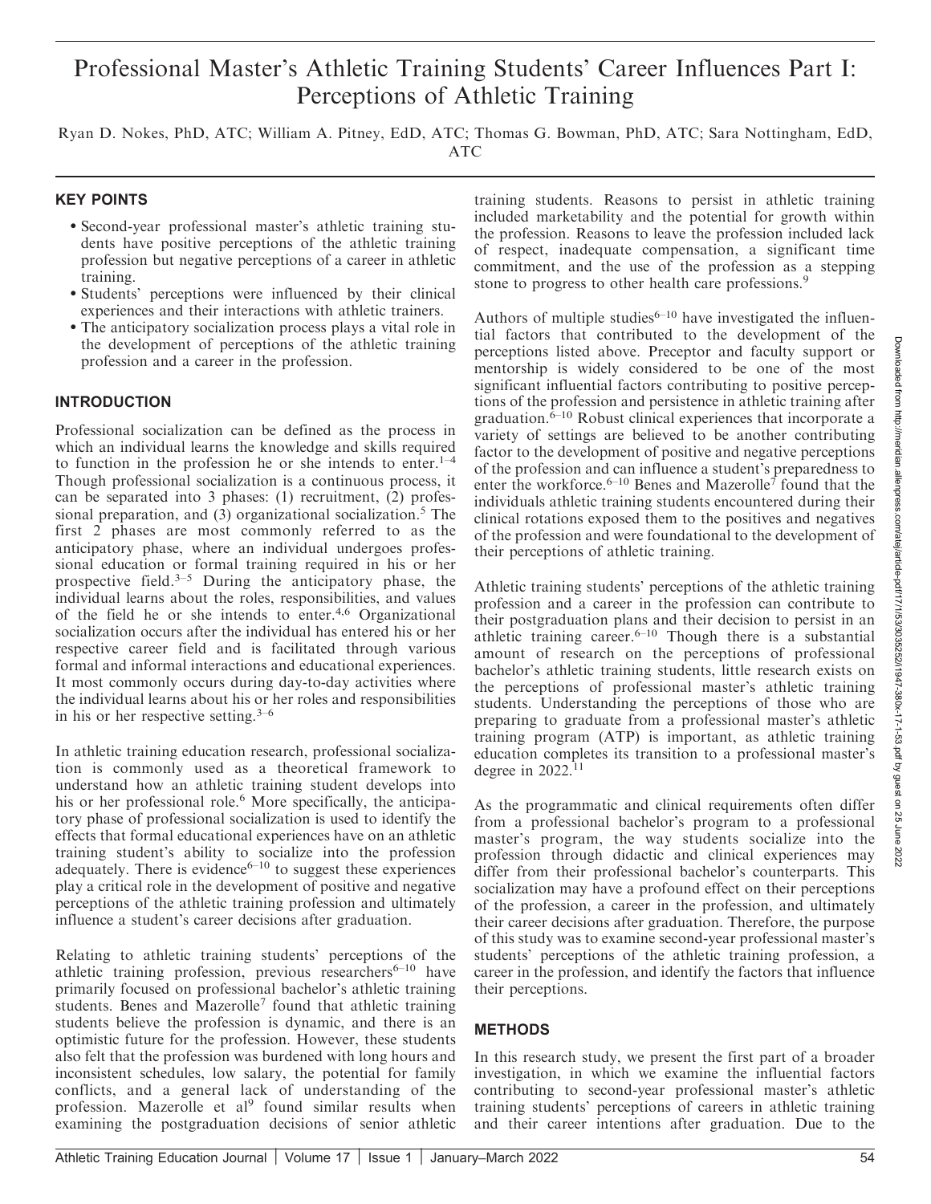# Professional Master's Athletic Training Students' Career Influences Part I: Perceptions of Athletic Training

Ryan D. Nokes, PhD, ATC; William A. Pitney, EdD, ATC; Thomas G. Bowman, PhD, ATC; Sara Nottingham, EdD, ATC

## KEY POINTS

- Second-year professional master's athletic training students have positive perceptions of the athletic training profession but negative perceptions of a career in athletic training.
- Students' perceptions were influenced by their clinical experiences and their interactions with athletic trainers.
- The anticipatory socialization process plays a vital role in the development of perceptions of the athletic training profession and a career in the profession.

## INTRODUCTION

Professional socialization can be defined as the process in which an individual learns the knowledge and skills required to function in the profession he or she intends to enter.[1–4] Though professional socialization is a continuous process, it can be separated into 3 phases: (1) recruitment, (2) professional preparation, and (3) organizational socialization.[5] The first 2 phases are most commonly referred to as the anticipatory phase, where an individual undergoes professional education or formal training required in his or her prospective field.[3–5] During the anticipatory phase, the individual learns about the roles, responsibilities, and values of the field he or she intends to enter.[4,6] Organizational socialization occurs after the individual has entered his or her respective career field and is facilitated through various formal and informal interactions and educational experiences. It most commonly occurs during day-to-day activities where the individual learns about his or her roles and responsibilities in his or her respective setting.[3–6]

In athletic training education research, professional socialization is commonly used as a theoretical framework to understand how an athletic training student develops into his or her professional role.[6] More specifically, the anticipatory phase of professional socialization is used to identify the effects that formal educational experiences have on an athletic training student's ability to socialize into the profession adequately. There is evidence[6–10] to suggest these experiences play a critical role in the development of positive and negative perceptions of the athletic training profession and ultimately influence a student's career decisions after graduation.

Relating to athletic training students' perceptions of the athletic training profession, previous researchers[6–10] have primarily focused on professional bachelor's athletic training students. Benes and Mazerolle[7] found that athletic training students believe the profession is dynamic, and there is an optimistic future for the profession. However, these students also felt that the profession was burdened with long hours and inconsistent schedules, low salary, the potential for family conflicts, and a general lack of understanding of the profession. Mazerolle et al[9] found similar results when examining the postgraduation decisions of senior athletic training students. Reasons to persist in athletic training included marketability and the potential for growth within the profession. Reasons to leave the profession included lack of respect, inadequate compensation, a significant time commitment, and the use of the profession as a stepping stone to progress to other health care professions.[9]

Authors of multiple studies[6–10] have investigated the influential factors that contributed to the development of the perceptions listed above. Preceptor and faculty support or mentorship is widely considered to be one of the most significant influential factors contributing to positive perceptions of the profession and persistence in athletic training after graduation.[6–10] Robust clinical experiences that incorporate a variety of settings are believed to be another contributing factor to the development of positive and negative perceptions of the profession and can influence a student's preparedness to enter the workforce.[6–10] Benes and Mazerolle[7] found that the individuals athletic training students encountered during their clinical rotations exposed them to the positives and negatives of the profession and were foundational to the development of their perceptions of athletic training.

Athletic training students' perceptions of the athletic training profession and a career in the profession can contribute to their postgraduation plans and their decision to persist in an athletic training career.[6–10] Though there is a substantial amount of research on the perceptions of professional bachelor's athletic training students, little research exists on the perceptions of professional master's athletic training students. Understanding the perceptions of those who are preparing to graduate from a professional master's athletic training program (ATP) is important, as athletic training education completes its transition to a professional master's degree in 2022.[11]

As the programmatic and clinical requirements often differ from a professional bachelor's program to a professional master's program, the way students socialize into the profession through didactic and clinical experiences may differ from their professional bachelor's counterparts. This socialization may have a profound effect on their perceptions of the profession, a career in the profession, and ultimately their career decisions after graduation. Therefore, the purpose of this study was to examine second-year professional master's students' perceptions of the athletic training profession, a career in the profession, and identify the factors that influence their perceptions.

## METHODS

In this research study, we present the first part of a broader investigation, in which we examine the influential factors contributing to second-year professional master's athletic training students' perceptions of careers in athletic training and their career intentions after graduation. Due to the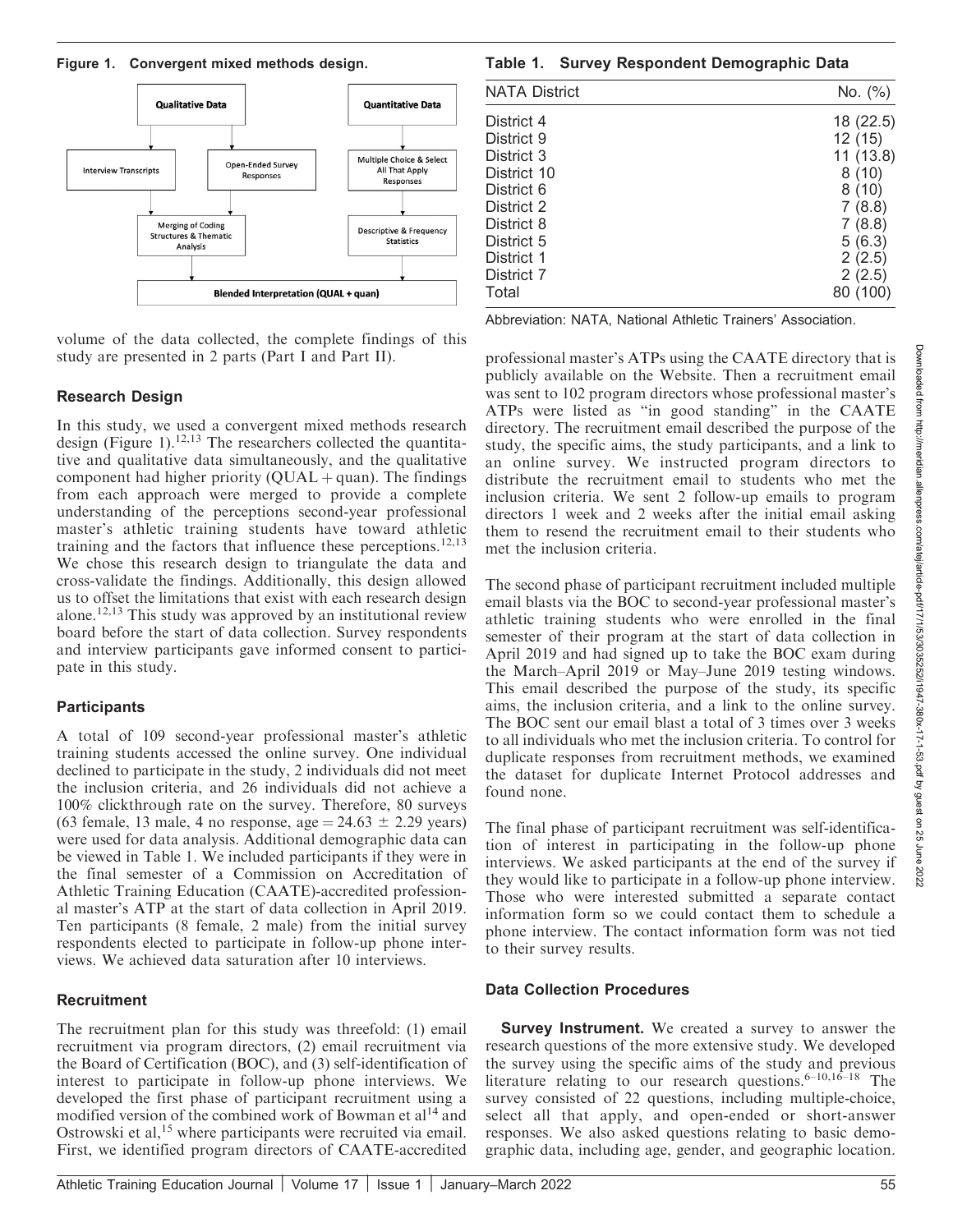**Figure 1. Convergent mixed methods design.**

**Table 1. Survey Respondent Demographic Data**

| NATA District | No. (%) |
|---|---|
| District 4 | 18 (22.5) |
| District 9 | 12 (15) |
| District 3 | 11 (13.8) |
| District 10 | 8 (10) |
| District 6 | 8 (10) |
| District 2 | 7 (8.8) |
| District 8 | 7 (8.8) |
| District 5 | 5 (6.3) |
| District 1 | 2 (2.5) |
| District 7 | 2 (2.5) |
| Total | 80 (100) |

Abbreviation: NATA, National Athletic Trainers' Association.

volume of the data collected, the complete findings of this study are presented in 2 parts (Part I and Part II).

### Research Design

In this study, we used a convergent mixed methods research design (Figure 1).[12,13] The researchers collected the quantitative and qualitative data simultaneously, and the qualitative component had higher priority (QUAL + quan). The findings from each approach were merged to provide a complete understanding of the perceptions second-year professional master's athletic training students have toward athletic training and the factors that influence these perceptions.[12,13] We chose this research design to triangulate the data and cross-validate the findings. Additionally, this design allowed us to offset the limitations that exist with each research design alone.[12,13] This study was approved by an institutional review board before the start of data collection. Survey respondents and interview participants gave informed consent to participate in this study.

### Participants

A total of 109 second-year professional master's athletic training students accessed the online survey. One individual declined to participate in the study, 2 individuals did not meet the inclusion criteria, and 26 individuals did not achieve a 100% clickthrough rate on the survey. Therefore, 80 surveys (63 female, 13 male, 4 no response, age = 24.63 ± 2.29 years) were used for data analysis. Additional demographic data can be viewed in Table 1. We included participants if they were in the final semester of a Commission on Accreditation of Athletic Training Education (CAATE)-accredited professional master's ATP at the start of data collection in April 2019. Ten participants (8 female, 2 male) from the initial survey respondents elected to participate in follow-up phone interviews. We achieved data saturation after 10 interviews.

### Recruitment

The recruitment plan for this study was threefold: (1) email recruitment via program directors, (2) email recruitment via the Board of Certification (BOC), and (3) self-identification of interest to participate in follow-up phone interviews. We developed the first phase of participant recruitment using a modified version of the combined work of Bowman et al[14] and Ostrowski et al,[15] where participants were recruited via email. First, we identified program directors of CAATE-accredited professional master's ATPs using the CAATE directory that is publicly available on the Website. Then a recruitment email was sent to 102 program directors whose professional master's ATPs were listed as "in good standing" in the CAATE directory. The recruitment email described the purpose of the study, the specific aims, the study participants, and a link to an online survey. We instructed program directors to distribute the recruitment email to students who met the inclusion criteria. We sent 2 follow-up emails to program directors 1 week and 2 weeks after the initial email asking them to resend the recruitment email to their students who met the inclusion criteria.

The second phase of participant recruitment included multiple email blasts via the BOC to second-year professional master's athletic training students who were enrolled in the final semester of their program at the start of data collection in April 2019 and had signed up to take the BOC exam during the March–April 2019 or May–June 2019 testing windows. This email described the purpose of the study, its specific aims, the inclusion criteria, and a link to the online survey. The BOC sent our email blast a total of 3 times over 3 weeks to all individuals who met the inclusion criteria. To control for duplicate responses from recruitment methods, we examined the dataset for duplicate Internet Protocol addresses and found none.

The final phase of participant recruitment was self-identification of interest in participating in the follow-up phone interviews. We asked participants at the end of the survey if they would like to participate in a follow-up phone interview. Those who were interested submitted a separate contact information form so we could contact them to schedule a phone interview. The contact information form was not tied to their survey results.

### Data Collection Procedures

**Survey Instrument.** We created a survey to answer the research questions of the more extensive study. We developed the survey using the specific aims of the study and previous literature relating to our research questions.[6–10,16–18] The survey consisted of 22 questions, including multiple-choice, select all that apply, and open-ended or short-answer responses. We also asked questions relating to basic demographic data, including age, gender, and geographic location.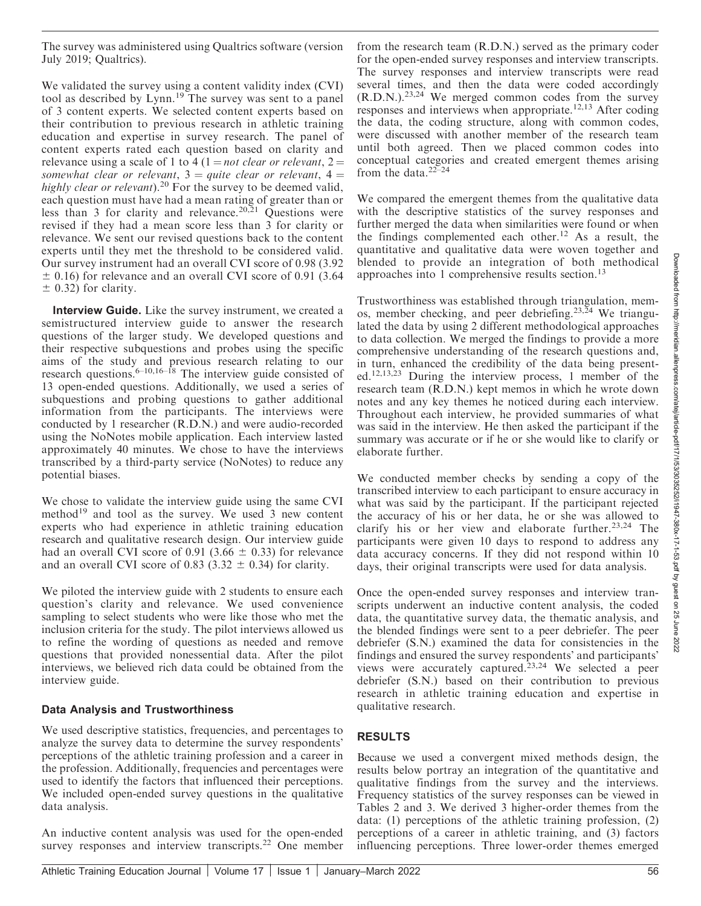The survey was administered using Qualtrics software (version July 2019; Qualtrics).

We validated the survey using a content validity index (CVI) tool as described by Lynn.[19] The survey was sent to a panel of 3 content experts. We selected content experts based on their contribution to previous research in athletic training education and expertise in survey research. The panel of content experts rated each question based on clarity and relevance using a scale of 1 to 4 (1 = *not clear or relevant*, 2 = *somewhat clear or relevant*, 3 = *quite clear or relevant*, 4 = *highly clear or relevant*).[20] For the survey to be deemed valid, each question must have had a mean rating of greater than or less than 3 for clarity and relevance.[20,21] Questions were revised if they had a mean score less than 3 for clarity or relevance. We sent our revised questions back to the content experts until they met the threshold to be considered valid. Our survey instrument had an overall CVI score of 0.98 (3.92 $\pm$ 0.16) for relevance and an overall CVI score of 0.91 (3.64 $\pm$ 0.32) for clarity.

**Interview Guide.** Like the survey instrument, we created a semistructured interview guide to answer the research questions of the larger study. We developed questions and their respective subquestions and probes using the specific aims of the study and previous research relating to our research questions.[6–10,16–18] The interview guide consisted of 13 open-ended questions. Additionally, we used a series of subquestions and probing questions to gather additional information from the participants. The interviews were conducted by 1 researcher (R.D.N.) and were audio-recorded using the NoNotes mobile application. Each interview lasted approximately 40 minutes. We chose to have the interviews transcribed by a third-party service (NoNotes) to reduce any potential biases.

We chose to validate the interview guide using the same CVI method[19] and tool as the survey. We used 3 new content experts who had experience in athletic training education research and qualitative research design. Our interview guide had an overall CVI score of 0.91 (3.66 $\pm$ 0.33) for relevance and an overall CVI score of 0.83 (3.32 $\pm$ 0.34) for clarity.

We piloted the interview guide with 2 students to ensure each question's clarity and relevance. We used convenience sampling to select students who were like those who met the inclusion criteria for the study. The pilot interviews allowed us to refine the wording of questions as needed and remove questions that provided nonessential data. After the pilot interviews, we believed rich data could be obtained from the interview guide.

### Data Analysis and Trustworthiness

We used descriptive statistics, frequencies, and percentages to analyze the survey data to determine the survey respondents' perceptions of the athletic training profession and a career in the profession. Additionally, frequencies and percentages were used to identify the factors that influenced their perceptions. We included open-ended survey questions in the qualitative data analysis.

An inductive content analysis was used for the open-ended survey responses and interview transcripts.[22] One member from the research team (R.D.N.) served as the primary coder for the open-ended survey responses and interview transcripts. The survey responses and interview transcripts were read several times, and then the data were coded accordingly (R.D.N.).[23,24] We merged common codes from the survey responses and interviews when appropriate.[12,13] After coding the data, the coding structure, along with common codes, were discussed with another member of the research team until both agreed. Then we placed common codes into conceptual categories and created emergent themes arising from the data.[22–24]

We compared the emergent themes from the qualitative data with the descriptive statistics of the survey responses and further merged the data when similarities were found or when the findings complemented each other.[12] As a result, the quantitative and qualitative data were woven together and blended to provide an integration of both methodical approaches into 1 comprehensive results section.[13]

Trustworthiness was established through triangulation, memos, member checking, and peer debriefing.[23,24] We triangulated the data by using 2 different methodological approaches to data collection. We merged the findings to provide a more comprehensive understanding of the research questions and, in turn, enhanced the credibility of the data being presented.[12,13,23] During the interview process, 1 member of the research team (R.D.N.) kept memos in which he wrote down notes and any key themes he noticed during each interview. Throughout each interview, he provided summaries of what was said in the interview. He then asked the participant if the summary was accurate or if he or she would like to clarify or elaborate further.

We conducted member checks by sending a copy of the transcribed interview to each participant to ensure accuracy in what was said by the participant. If the participant rejected the accuracy of his or her data, he or she was allowed to clarify his or her view and elaborate further.[23,24] The participants were given 10 days to respond to address any data accuracy concerns. If they did not respond within 10 days, their original transcripts were used for data analysis.

Once the open-ended survey responses and interview transcripts underwent an inductive content analysis, the coded data, the quantitative survey data, the thematic analysis, and the blended findings were sent to a peer debriefer. The peer debriefer (S.N.) examined the data for consistencies in the findings and ensured the survey respondents' and participants' views were accurately captured.[23,24] We selected a peer debriefer (S.N.) based on their contribution to previous research in athletic training education and expertise in qualitative research.

## RESULTS

Because we used a convergent mixed methods design, the results below portray an integration of the quantitative and qualitative findings from the survey and the interviews. Frequency statistics of the survey responses can be viewed in Tables 2 and 3. We derived 3 higher-order themes from the data: (1) perceptions of the athletic training profession, (2) perceptions of a career in athletic training, and (3) factors influencing perceptions. Three lower-order themes emerged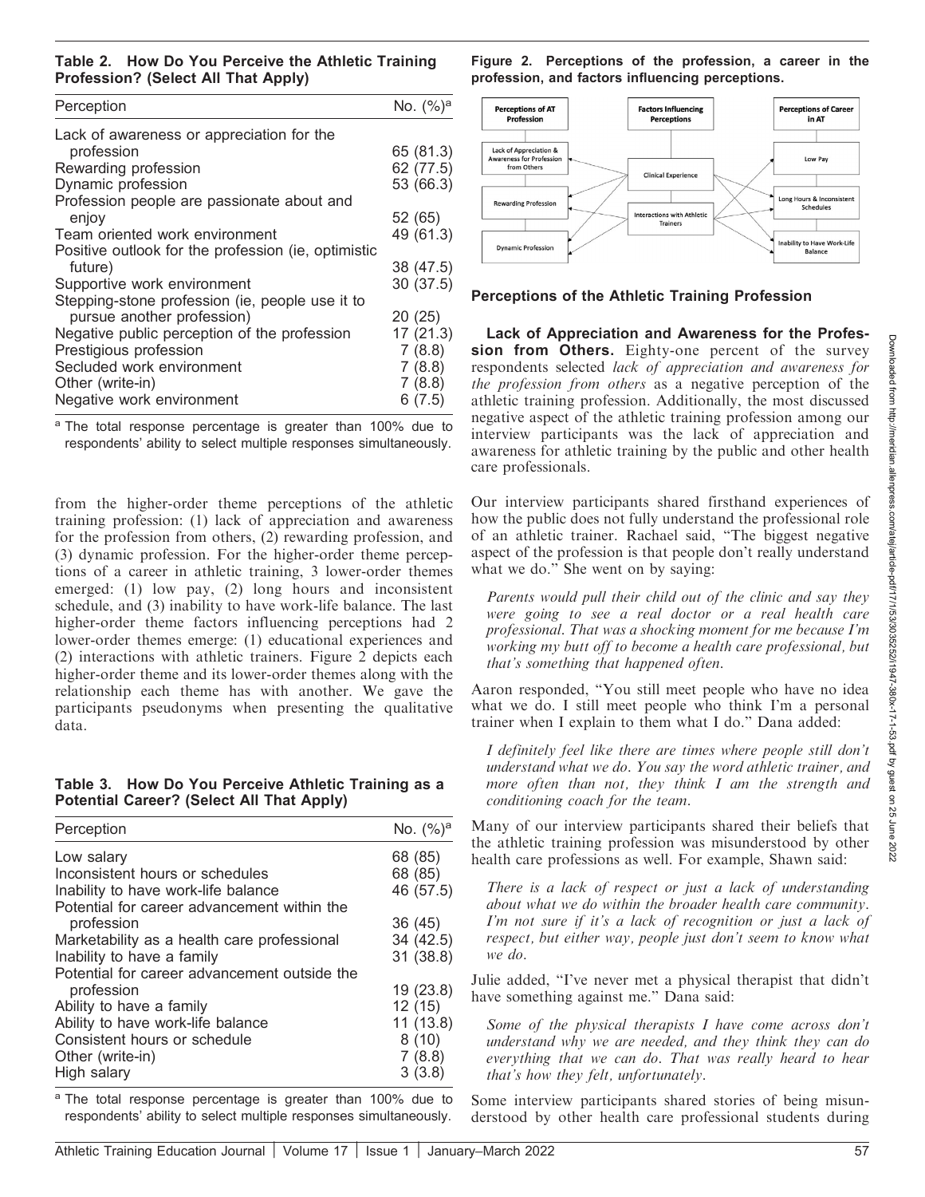**Table 2. How Do You Perceive the Athletic Training Profession? (Select All That Apply)**

| Perception | No. (%)[a] |
| --- | --- |
| Lack of awareness or appreciation for the profession | 65 (81.3) |
| Rewarding profession | 62 (77.5) |
| Dynamic profession | 53 (66.3) |
| Profession people are passionate about and enjoy | 52 (65) |
| Team oriented work environment | 49 (61.3) |
| Positive outlook for the profession (ie, optimistic future) | 38 (47.5) |
| Supportive work environment | 30 (37.5) |
| Stepping-stone profession (ie, people use it to pursue another profession) | 20 (25) |
| Negative public perception of the profession | 17 (21.3) |
| Prestigious profession | 7 (8.8) |
| Secluded work environment | 7 (8.8) |
| Other (write-in) | 7 (8.8) |
| Negative work environment | 6 (7.5) |

[a] The total response percentage is greater than 100% due to respondents' ability to select multiple responses simultaneously.

from the higher-order theme perceptions of the athletic training profession: (1) lack of appreciation and awareness for the profession from others, (2) rewarding profession, and (3) dynamic profession. For the higher-order theme perceptions of a career in athletic training, 3 lower-order themes emerged: (1) low pay, (2) long hours and inconsistent schedule, and (3) inability to have work-life balance. The last higher-order theme factors influencing perceptions had 2 lower-order themes emerge: (1) educational experiences and (2) interactions with athletic trainers. Figure 2 depicts each higher-order theme and its lower-order themes along with the relationship each theme has with another. We gave the participants pseudonyms when presenting the qualitative data.

**Table 3. How Do You Perceive Athletic Training as a Potential Career? (Select All That Apply)**

| Perception | No. (%)[a] |
| --- | --- |
| Low salary | 68 (85) |
| Inconsistent hours or schedules | 68 (85) |
| Inability to have work-life balance | 46 (57.5) |
| Potential for career advancement within the profession | 36 (45) |
| Marketability as a health care professional | 34 (42.5) |
| Inability to have a family | 31 (38.8) |
| Potential for career advancement outside the profession | 19 (23.8) |
| Ability to have a family | 12 (15) |
| Ability to have work-life balance | 11 (13.8) |
| Consistent hours or schedule | 8 (10) |
| Other (write-in) | 7 (8.8) |
| High salary | 3 (3.8) |

[a] The total response percentage is greater than 100% due to respondents' ability to select multiple responses simultaneously.

**Figure 2. Perceptions of the profession, a career in the profession, and factors influencing perceptions.**

| Perceptions of AT Profession | Factors Influencing Perceptions | Perceptions of Career in AT |
| --- | --- | --- |
| Lack of Appreciation & Awareness for Profession from Others | Clinical Experience | Low Pay |
| Rewarding Profession | Interactions with Athletic Trainers | Long Hours & Inconsistent Schedules |
| Dynamic Profession | | Inability to Have Work-Life Balance |

## Perceptions of the Athletic Training Profession

**Lack of Appreciation and Awareness for the Profession from Others.** Eighty-one percent of the survey respondents selected *lack of appreciation and awareness for the profession from others* as a negative perception of the athletic training profession. Additionally, the most discussed negative aspect of the athletic training profession among our interview participants was the lack of appreciation and awareness for athletic training by the public and other health care professionals.

Our interview participants shared firsthand experiences of how the public does not fully understand the professional role of an athletic trainer. Rachael said, "The biggest negative aspect of the profession is that people don't really understand what we do." She went on by saying:

> *Parents would pull their child out of the clinic and say they were going to see a real doctor or a real health care professional. That was a shocking moment for me because I'm working my butt off to become a health care professional, but that's something that happened often.*

Aaron responded, "You still meet people who have no idea what we do. I still meet people who think I'm a personal trainer when I explain to them what I do." Dana added:

> *I definitely feel like there are times where people still don't understand what we do. You say the word athletic trainer, and more often than not, they think I am the strength and conditioning coach for the team.*

Many of our interview participants shared their beliefs that the athletic training profession was misunderstood by other health care professions as well. For example, Shawn said:

> *There is a lack of respect or just a lack of understanding about what we do within the broader health care community. I'm not sure if it's a lack of recognition or just a lack of respect, but either way, people just don't seem to know what we do.*

Julie added, "I've never met a physical therapist that didn't have something against me." Dana said:

> *Some of the physical therapists I have come across don't understand why we are needed, and they think they can do everything that we can do. That was really heard to hear that's how they felt, unfortunately.*

Some interview participants shared stories of being misunderstood by other health care professional students during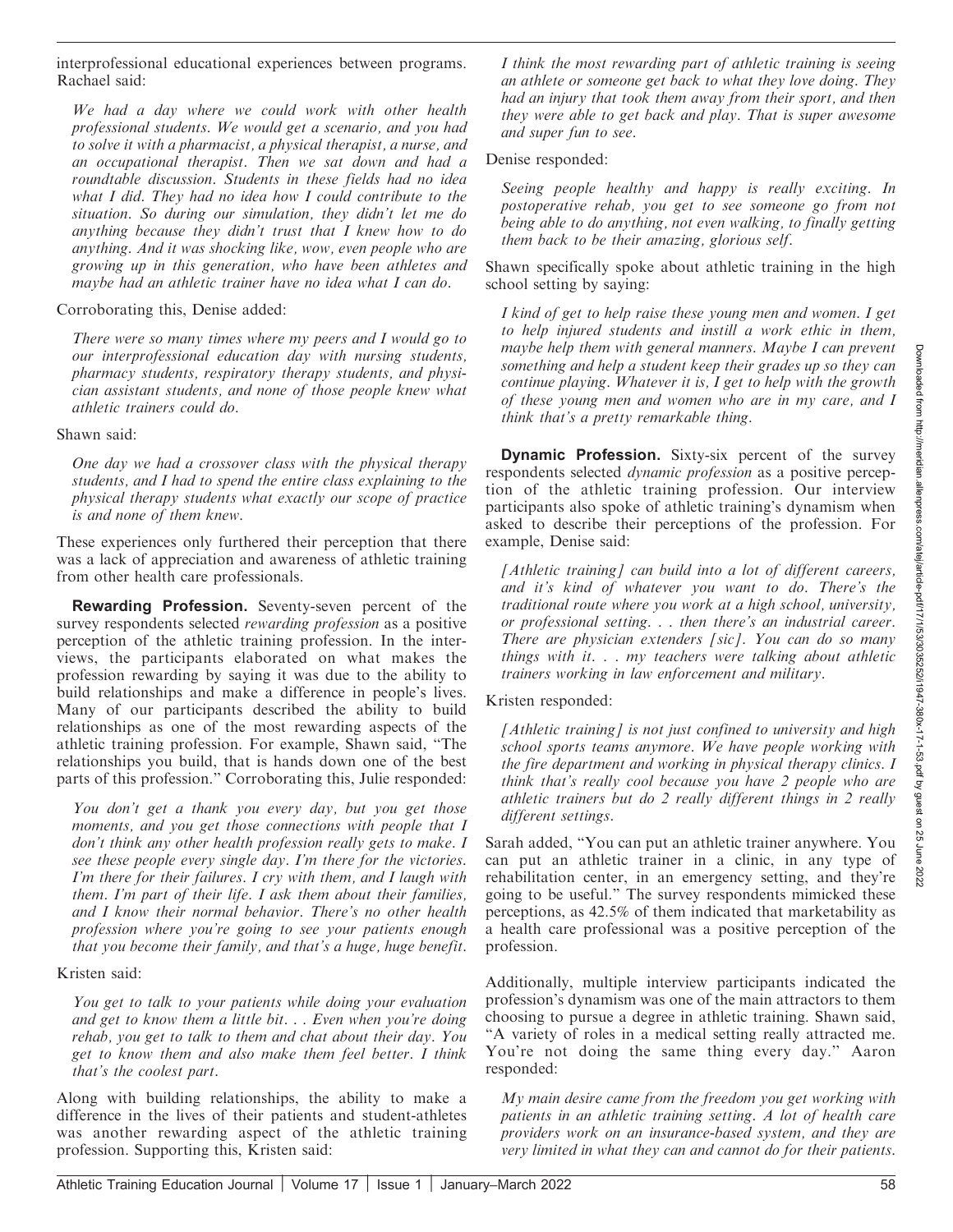interprofessional educational experiences between programs. Rachael said:

> *We had a day where we could work with other health professional students. We would get a scenario, and you had to solve it with a pharmacist, a physical therapist, a nurse, and an occupational therapist. Then we sat down and had a roundtable discussion. Students in these fields had no idea what I did. They had no idea how I could contribute to the situation. So during our simulation, they didn't let me do anything because they didn't trust that I knew how to do anything. And it was shocking like, wow, even people who are growing up in this generation, who have been athletes and maybe had an athletic trainer have no idea what I can do.*

Corroborating this, Denise added:

> *There were so many times where my peers and I would go to our interprofessional education day with nursing students, pharmacy students, respiratory therapy students, and physician assistant students, and none of those people knew what athletic trainers could do.*

Shawn said:

> *One day we had a crossover class with the physical therapy students, and I had to spend the entire class explaining to the physical therapy students what exactly our scope of practice is and none of them knew.*

These experiences only furthered their perception that there was a lack of appreciation and awareness of athletic training from other health care professionals.

**Rewarding Profession.** Seventy-seven percent of the survey respondents selected *rewarding profession* as a positive perception of the athletic training profession. In the interviews, the participants elaborated on what makes the profession rewarding by saying it was due to the ability to build relationships and make a difference in people's lives. Many of our participants described the ability to build relationships as one of the most rewarding aspects of the athletic training profession. For example, Shawn said, "The relationships you build, that is hands down one of the best parts of this profession." Corroborating this, Julie responded:

> *You don't get a thank you every day, but you get those moments, and you get those connections with people that I don't think any other health profession really gets to make. I see these people every single day. I'm there for the victories. I'm there for their failures. I cry with them, and I laugh with them. I'm part of their life. I ask them about their families, and I know their normal behavior. There's no other health profession where you're going to see your patients enough that you become their family, and that's a huge, huge benefit.*

Kristen said:

> *You get to talk to your patients while doing your evaluation and get to know them a little bit. . . Even when you're doing rehab, you get to talk to them and chat about their day. You get to know them and also make them feel better. I think that's the coolest part.*

Along with building relationships, the ability to make a difference in the lives of their patients and student-athletes was another rewarding aspect of the athletic training profession. Supporting this, Kristen said:

> *I think the most rewarding part of athletic training is seeing an athlete or someone get back to what they love doing. They had an injury that took them away from their sport, and then they were able to get back and play. That is super awesome and super fun to see.*

Denise responded:

> *Seeing people healthy and happy is really exciting. In postoperative rehab, you get to see someone go from not being able to do anything, not even walking, to finally getting them back to be their amazing, glorious self.*

Shawn specifically spoke about athletic training in the high school setting by saying:

> *I kind of get to help raise these young men and women. I get to help injured students and instill a work ethic in them, maybe help them with general manners. Maybe I can prevent something and help a student keep their grades up so they can continue playing. Whatever it is, I get to help with the growth of these young men and women who are in my care, and I think that's a pretty remarkable thing.*

**Dynamic Profession.** Sixty-six percent of the survey respondents selected *dynamic profession* as a positive perception of the athletic training profession. Our interview participants also spoke of athletic training's dynamism when asked to describe their perceptions of the profession. For example, Denise said:

> *[Athletic training] can build into a lot of different careers, and it's kind of whatever you want to do. There's the traditional route where you work at a high school, university, or professional setting. . . then there's an industrial career. There are physician extenders [sic]. You can do so many things with it. . . my teachers were talking about athletic trainers working in law enforcement and military.*

Kristen responded:

> *[Athletic training] is not just confined to university and high school sports teams anymore. We have people working with the fire department and working in physical therapy clinics. I think that's really cool because you have 2 people who are athletic trainers but do 2 really different things in 2 really different settings.*

Sarah added, "You can put an athletic trainer anywhere. You can put an athletic trainer in a clinic, in any type of rehabilitation center, in an emergency setting, and they're going to be useful." The survey respondents mimicked these perceptions, as 42.5% of them indicated that marketability as a health care professional was a positive perception of the profession.

Additionally, multiple interview participants indicated the profession's dynamism was one of the main attractors to them choosing to pursue a degree in athletic training. Shawn said, "A variety of roles in a medical setting really attracted me. You're not doing the same thing every day." Aaron responded:

> *My main desire came from the freedom you get working with patients in an athletic training setting. A lot of health care providers work on an insurance-based system, and they are very limited in what they can and cannot do for their patients.*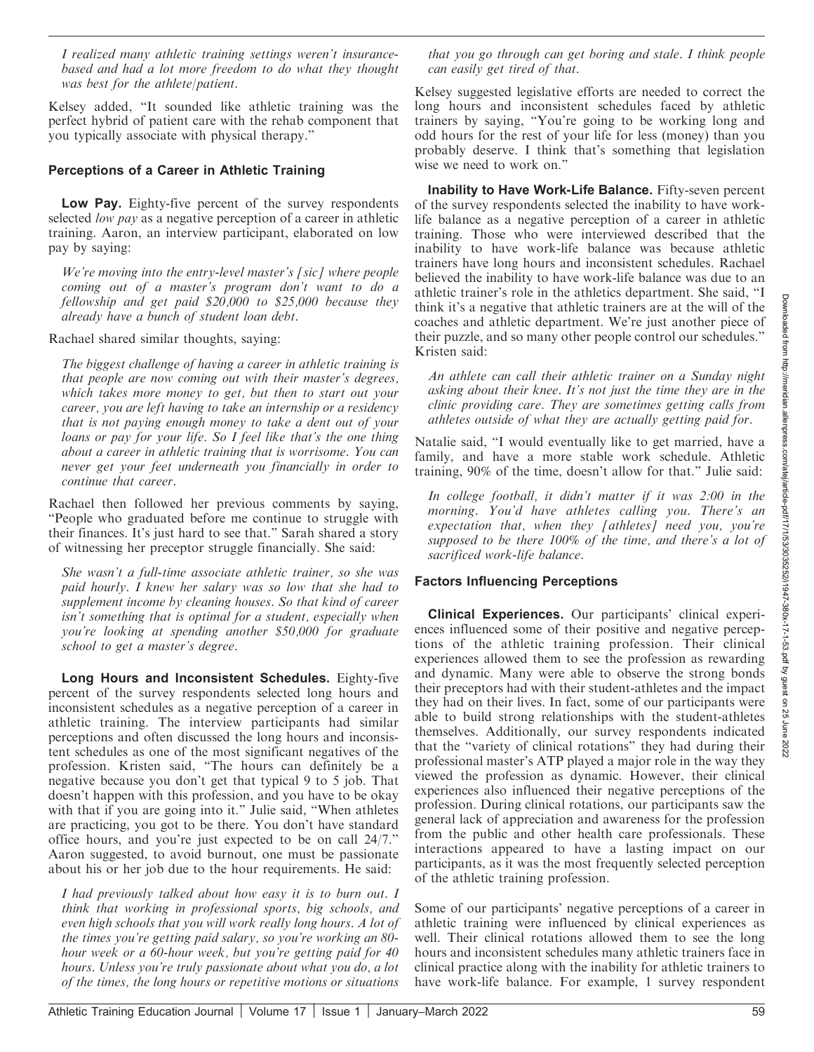*I realized many athletic training settings weren't insurance-based and had a lot more freedom to do what they thought was best for the athlete/patient.*

Kelsey added, "It sounded like athletic training was the perfect hybrid of patient care with the rehab component that you typically associate with physical therapy."

### Perceptions of a Career in Athletic Training

**Low Pay.** Eighty-five percent of the survey respondents selected *low pay* as a negative perception of a career in athletic training. Aaron, an interview participant, elaborated on low pay by saying:

*We're moving into the entry-level master's [sic] where people coming out of a master's program don't want to do a fellowship and get paid $20,000 to $25,000 because they already have a bunch of student loan debt.*

Rachael shared similar thoughts, saying:

*The biggest challenge of having a career in athletic training is that people are now coming out with their master's degrees, which takes more money to get, but then to start out your career, you are left having to take an internship or a residency that is not paying enough money to take a dent out of your loans or pay for your life. So I feel like that's the one thing about a career in athletic training that is worrisome. You can never get your feet underneath you financially in order to continue that career.*

Rachael then followed her previous comments by saying, "People who graduated before me continue to struggle with their finances. It's just hard to see that." Sarah shared a story of witnessing her preceptor struggle financially. She said:

*She wasn't a full-time associate athletic trainer, so she was paid hourly. I knew her salary was so low that she had to supplement income by cleaning houses. So that kind of career isn't something that is optimal for a student, especially when you're looking at spending another $50,000 for graduate school to get a master's degree.*

**Long Hours and Inconsistent Schedules.** Eighty-five percent of the survey respondents selected long hours and inconsistent schedules as a negative perception of a career in athletic training. The interview participants had similar perceptions and often discussed the long hours and inconsistent schedules as one of the most significant negatives of the profession. Kristen said, "The hours can definitely be a negative because you don't get that typical 9 to 5 job. That doesn't happen with this profession, and you have to be okay with that if you are going into it." Julie said, "When athletes are practicing, you got to be there. You don't have standard office hours, and you're just expected to be on call 24/7." Aaron suggested, to avoid burnout, one must be passionate about his or her job due to the hour requirements. He said:

*I had previously talked about how easy it is to burn out. I think that working in professional sports, big schools, and even high schools that you will work really long hours. A lot of the times you're getting paid salary, so you're working an 80-hour week or a 60-hour week, but you're getting paid for 40 hours. Unless you're truly passionate about what you do, a lot of the times, the long hours or repetitive motions or situations that you go through can get boring and stale. I think people can easily get tired of that.*

Kelsey suggested legislative efforts are needed to correct the long hours and inconsistent schedules faced by athletic trainers by saying, "You're going to be working long and odd hours for the rest of your life for less (money) than you probably deserve. I think that's something that legislation wise we need to work on."

**Inability to Have Work-Life Balance.** Fifty-seven percent of the survey respondents selected the inability to have work-life balance as a negative perception of a career in athletic training. Those who were interviewed described that the inability to have work-life balance was because athletic trainers have long hours and inconsistent schedules. Rachael believed the inability to have work-life balance was due to an athletic trainer's role in the athletics department. She said, "I think it's a negative that athletic trainers are at the will of the coaches and athletic department. We're just another piece of their puzzle, and so many other people control our schedules." Kristen said:

*An athlete can call their athletic trainer on a Sunday night asking about their knee. It's not just the time they are in the clinic providing care. They are sometimes getting calls from athletes outside of what they are actually getting paid for.*

Natalie said, "I would eventually like to get married, have a family, and have a more stable work schedule. Athletic training, 90% of the time, doesn't allow for that." Julie said:

*In college football, it didn't matter if it was 2:00 in the morning. You'd have athletes calling you. There's an expectation that, when they [athletes] need you, you're supposed to be there 100% of the time, and there's a lot of sacrificed work-life balance.*

### Factors Influencing Perceptions

**Clinical Experiences.** Our participants' clinical experiences influenced some of their positive and negative perceptions of the athletic training profession. Their clinical experiences allowed them to see the profession as rewarding and dynamic. Many were able to observe the strong bonds their preceptors had with their student-athletes and the impact they had on their lives. In fact, some of our participants were able to build strong relationships with the student-athletes themselves. Additionally, our survey respondents indicated that the "variety of clinical rotations" they had during their professional master's ATP played a major role in the way they viewed the profession as dynamic. However, their clinical experiences also influenced their negative perceptions of the profession. During clinical rotations, our participants saw the general lack of appreciation and awareness for the profession from the public and other health care professionals. These interactions appeared to have a lasting impact on our participants, as it was the most frequently selected perception of the athletic training profession.

Some of our participants' negative perceptions of a career in athletic training were influenced by clinical experiences as well. Their clinical rotations allowed them to see the long hours and inconsistent schedules many athletic trainers face in clinical practice along with the inability for athletic trainers to have work-life balance. For example, 1 survey respondent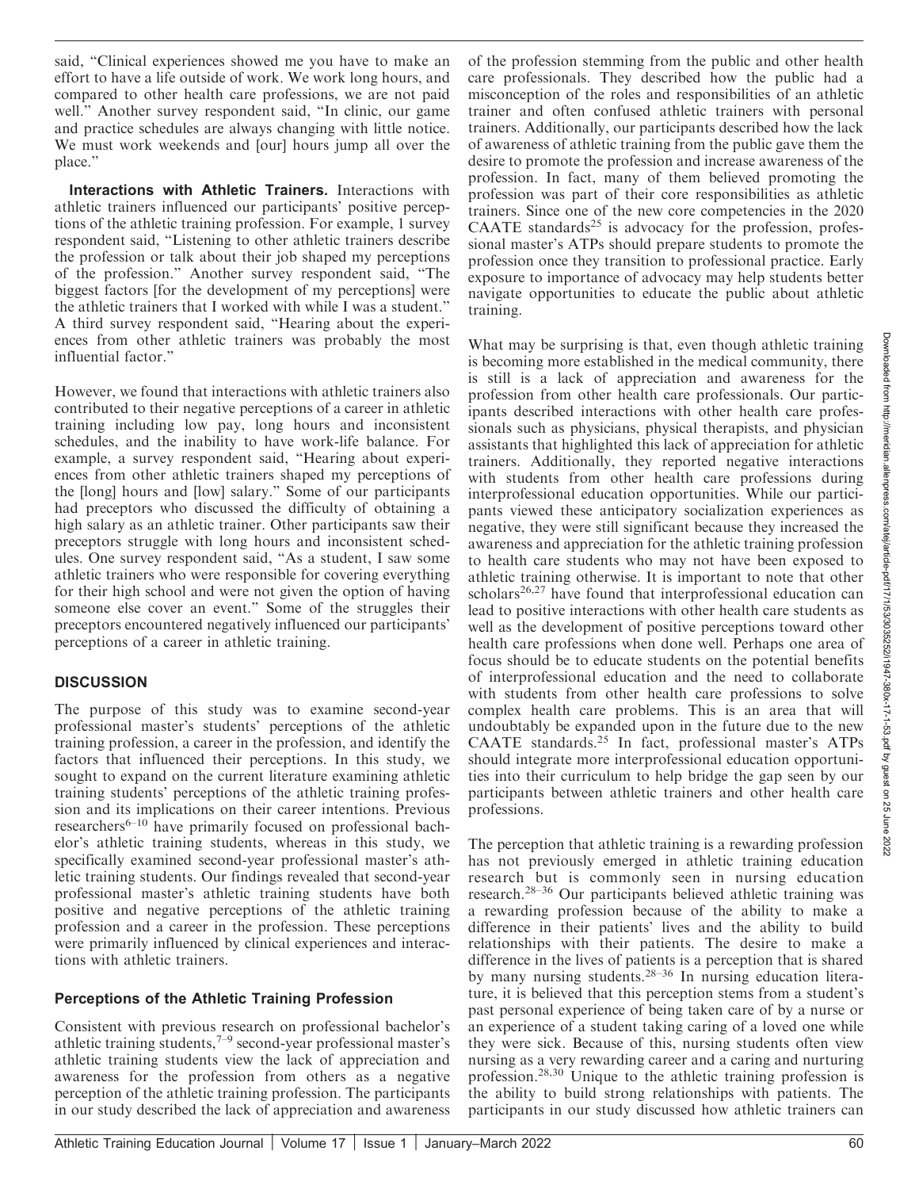said, "Clinical experiences showed me you have to make an effort to have a life outside of work. We work long hours, and compared to other health care professions, we are not paid well." Another survey respondent said, "In clinic, our game and practice schedules are always changing with little notice. We must work weekends and [our] hours jump all over the place."

**Interactions with Athletic Trainers.** Interactions with athletic trainers influenced our participants' positive perceptions of the athletic training profession. For example, 1 survey respondent said, "Listening to other athletic trainers describe the profession or talk about their job shaped my perceptions of the profession." Another survey respondent said, "The biggest factors [for the development of my perceptions] were the athletic trainers that I worked with while I was a student." A third survey respondent said, "Hearing about the experiences from other athletic trainers was probably the most influential factor."

However, we found that interactions with athletic trainers also contributed to their negative perceptions of a career in athletic training including low pay, long hours and inconsistent schedules, and the inability to have work-life balance. For example, a survey respondent said, "Hearing about experiences from other athletic trainers shaped my perceptions of the [long] hours and [low] salary." Some of our participants had preceptors who discussed the difficulty of obtaining a high salary as an athletic trainer. Other participants saw their preceptors struggle with long hours and inconsistent schedules. One survey respondent said, "As a student, I saw some athletic trainers who were responsible for covering everything for their high school and were not given the option of having someone else cover an event." Some of the struggles their preceptors encountered negatively influenced our participants' perceptions of a career in athletic training.

## DISCUSSION

The purpose of this study was to examine second-year professional master's students' perceptions of the athletic training profession, a career in the profession, and identify the factors that influenced their perceptions. In this study, we sought to expand on the current literature examining athletic training students' perceptions of the athletic training profession and its implications on their career intentions. Previous researchers[6–10] have primarily focused on professional bachelor's athletic training students, whereas in this study, we specifically examined second-year professional master's athletic training students. Our findings revealed that second-year professional master's athletic training students have both positive and negative perceptions of the athletic training profession and a career in the profession. These perceptions were primarily influenced by clinical experiences and interactions with athletic trainers.

### Perceptions of the Athletic Training Profession

Consistent with previous research on professional bachelor's athletic training students,[7–9] second-year professional master's athletic training students view the lack of appreciation and awareness for the profession from others as a negative perception of the athletic training profession. The participants in our study described the lack of appreciation and awareness of the profession stemming from the public and other health care professionals. They described how the public had a misconception of the roles and responsibilities of an athletic trainer and often confused athletic trainers with personal trainers. Additionally, our participants described how the lack of awareness of athletic training from the public gave them the desire to promote the profession and increase awareness of the profession. In fact, many of them believed promoting the profession was part of their core responsibilities as athletic trainers. Since one of the new core competencies in the 2020 CAATE standards[25] is advocacy for the profession, professional master's ATPs should prepare students to promote the profession once they transition to professional practice. Early exposure to importance of advocacy may help students better navigate opportunities to educate the public about athletic training.

What may be surprising is that, even though athletic training is becoming more established in the medical community, there is still is a lack of appreciation and awareness for the profession from other health care professionals. Our participants described interactions with other health care professionals such as physicians, physical therapists, and physician assistants that highlighted this lack of appreciation for athletic trainers. Additionally, they reported negative interactions with students from other health care professions during interprofessional education opportunities. While our participants viewed these anticipatory socialization experiences as negative, they were still significant because they increased the awareness and appreciation for the athletic training profession to health care students who may not have been exposed to athletic training otherwise. It is important to note that other scholars[26,27] have found that interprofessional education can lead to positive interactions with other health care students as well as the development of positive perceptions toward other health care professions when done well. Perhaps one area of focus should be to educate students on the potential benefits of interprofessional education and the need to collaborate with students from other health care professions to solve complex health care problems. This is an area that will undoubtably be expanded upon in the future due to the new CAATE standards.[25] In fact, professional master's ATPs should integrate more interprofessional education opportunities into their curriculum to help bridge the gap seen by our participants between athletic trainers and other health care professions.

The perception that athletic training is a rewarding profession has not previously emerged in athletic training education research but is commonly seen in nursing education research.[28–36] Our participants believed athletic training was a rewarding profession because of the ability to make a difference in their patients' lives and the ability to build relationships with their patients. The desire to make a difference in the lives of patients is a perception that is shared by many nursing students.[28–36] In nursing education literature, it is believed that this perception stems from a student's past personal experience of being taken care of by a nurse or an experience of a student taking caring of a loved one while they were sick. Because of this, nursing students often view nursing as a very rewarding career and a caring and nurturing profession.[28,30] Unique to the athletic training profession is the ability to build strong relationships with patients. The participants in our study discussed how athletic trainers can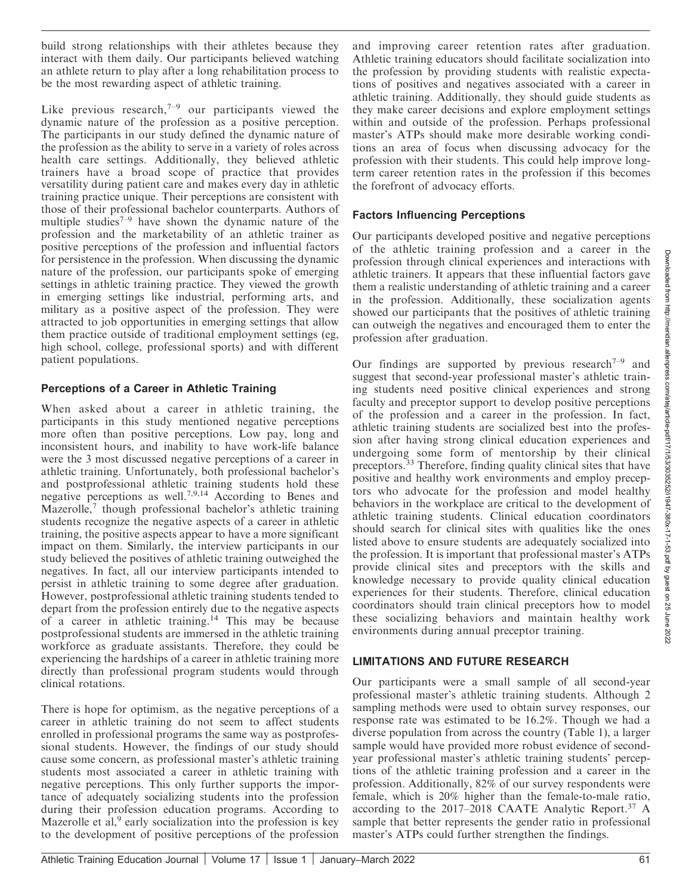build strong relationships with their athletes because they interact with them daily. Our participants believed watching an athlete return to play after a long rehabilitation process to be the most rewarding aspect of athletic training.

Like previous research,[7–9] our participants viewed the dynamic nature of the profession as a positive perception. The participants in our study defined the dynamic nature of the profession as the ability to serve in a variety of roles across health care settings. Additionally, they believed athletic trainers have a broad scope of practice that provides versatility during patient care and makes every day in athletic training practice unique. Their perceptions are consistent with those of their professional bachelor counterparts. Authors of multiple studies[7–9] have shown the dynamic nature of the profession and the marketability of an athletic trainer as positive perceptions of the profession and influential factors for persistence in the profession. When discussing the dynamic nature of the profession, our participants spoke of emerging settings in athletic training practice. They viewed the growth in emerging settings like industrial, performing arts, and military as a positive aspect of the profession. They were attracted to job opportunities in emerging settings that allow them practice outside of traditional employment settings (eg, high school, college, professional sports) and with different patient populations.

### Perceptions of a Career in Athletic Training

When asked about a career in athletic training, the participants in this study mentioned negative perceptions more often than positive perceptions. Low pay, long and inconsistent hours, and inability to have work-life balance were the 3 most discussed negative perceptions of a career in athletic training. Unfortunately, both professional bachelor's and postprofessional athletic training students hold these negative perceptions as well.[7,9,14] According to Benes and Mazerolle,[7] though professional bachelor's athletic training students recognize the negative aspects of a career in athletic training, the positive aspects appear to have a more significant impact on them. Similarly, the interview participants in our study believed the positives of athletic training outweighed the negatives. In fact, all our interview participants intended to persist in athletic training to some degree after graduation. However, postprofessional athletic training students tended to depart from the profession entirely due to the negative aspects of a career in athletic training.[14] This may be because postprofessional students are immersed in the athletic training workforce as graduate assistants. Therefore, they could be experiencing the hardships of a career in athletic training more directly than professional program students would through clinical rotations.

There is hope for optimism, as the negative perceptions of a career in athletic training do not seem to affect students enrolled in professional programs the same way as postprofessional students. However, the findings of our study should cause some concern, as professional master's athletic training students most associated a career in athletic training with negative perceptions. This only further supports the importance of adequately socializing students into the profession during their profession education programs. According to Mazerolle et al,[9] early socialization into the profession is key to the development of positive perceptions of the profession and improving career retention rates after graduation. Athletic training educators should facilitate socialization into the profession by providing students with realistic expectations of positives and negatives associated with a career in athletic training. Additionally, they should guide students as they make career decisions and explore employment settings within and outside of the profession. Perhaps professional master's ATPs should make more desirable working conditions an area of focus when discussing advocacy for the profession with their students. This could help improve long-term career retention rates in the profession if this becomes the forefront of advocacy efforts.

### Factors Influencing Perceptions

Our participants developed positive and negative perceptions of the athletic training profession and a career in the profession through clinical experiences and interactions with athletic trainers. It appears that these influential factors gave them a realistic understanding of athletic training and a career in the profession. Additionally, these socialization agents showed our participants that the positives of athletic training can outweigh the negatives and encouraged them to enter the profession after graduation.

Our findings are supported by previous research[7–9] and suggest that second-year professional master's athletic training students need positive clinical experiences and strong faculty and preceptor support to develop positive perceptions of the profession and a career in the profession. In fact, athletic training students are socialized best into the profession after having strong clinical education experiences and undergoing some form of mentorship by their clinical preceptors.[33] Therefore, finding quality clinical sites that have positive and healthy work environments and employ preceptors who advocate for the profession and model healthy behaviors in the workplace are critical to the development of athletic training students. Clinical education coordinators should search for clinical sites with qualities like the ones listed above to ensure students are adequately socialized into the profession. It is important that professional master's ATPs provide clinical sites and preceptors with the skills and knowledge necessary to provide quality clinical education experiences for their students. Therefore, clinical education coordinators should train clinical preceptors how to model these socializing behaviors and maintain healthy work environments during annual preceptor training.

## LIMITATIONS AND FUTURE RESEARCH

Our participants were a small sample of all second-year professional master's athletic training students. Although 2 sampling methods were used to obtain survey responses, our response rate was estimated to be 16.2%. Though we had a diverse population from across the country (Table 1), a larger sample would have provided more robust evidence of second-year professional master's athletic training students' perceptions of the athletic training profession and a career in the profession. Additionally, 82% of our survey respondents were female, which is 20% higher than the female-to-male ratio, according to the 2017–2018 CAATE Analytic Report.[37] A sample that better represents the gender ratio in professional master's ATPs could further strengthen the findings.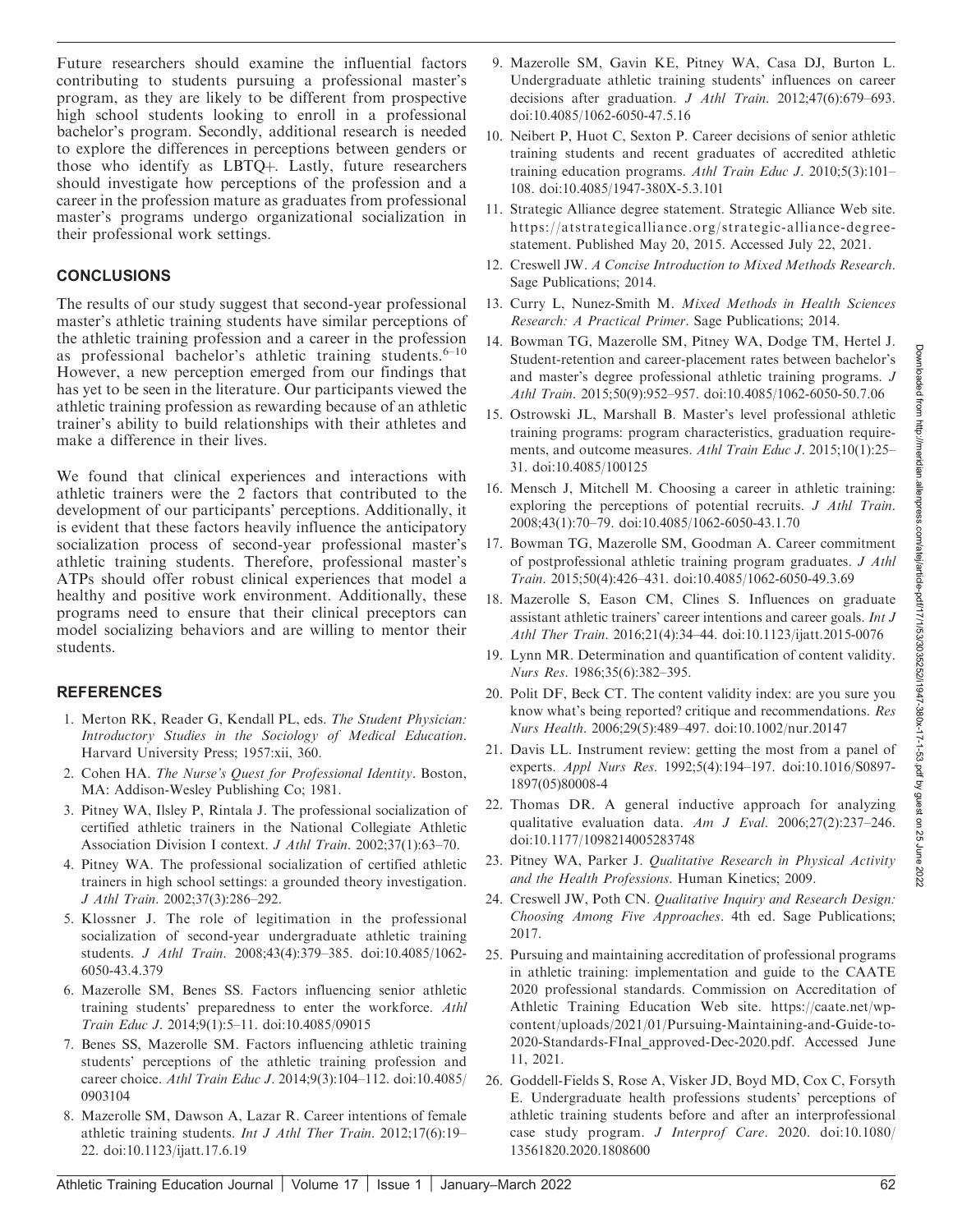Future researchers should examine the influential factors contributing to students pursuing a professional master's program, as they are likely to be different from prospective high school students looking to enroll in a professional bachelor's program. Secondly, additional research is needed to explore the differences in perceptions between genders or those who identify as LBTQ+. Lastly, future researchers should investigate how perceptions of the profession and a career in the profession mature as graduates from professional master's programs undergo organizational socialization in their professional work settings.

## CONCLUSIONS

The results of our study suggest that second-year professional master's athletic training students have similar perceptions of the athletic training profession and a career in the profession as professional bachelor's athletic training students.[6–10] However, a new perception emerged from our findings that has yet to be seen in the literature. Our participants viewed the athletic training profession as rewarding because of an athletic trainer's ability to build relationships with their athletes and make a difference in their lives.

We found that clinical experiences and interactions with athletic trainers were the 2 factors that contributed to the development of our participants' perceptions. Additionally, it is evident that these factors heavily influence the anticipatory socialization process of second-year professional master's athletic training students. Therefore, professional master's ATPs should offer robust clinical experiences that model a healthy and positive work environment. Additionally, these programs need to ensure that their clinical preceptors can model socializing behaviors and are willing to mentor their students.

## REFERENCES

1. Merton RK, Reader G, Kendall PL, eds. *The Student Physician: Introductory Studies in the Sociology of Medical Education*. Harvard University Press; 1957:xii, 360.
2. Cohen HA. *The Nurse's Quest for Professional Identity*. Boston, MA: Addison-Wesley Publishing Co; 1981.
3. Pitney WA, Ilsley P, Rintala J. The professional socialization of certified athletic trainers in the National Collegiate Athletic Association Division I context. *J Athl Train*. 2002;37(1):63–70.
4. Pitney WA. The professional socialization of certified athletic trainers in high school settings: a grounded theory investigation. *J Athl Train*. 2002;37(3):286–292.
5. Klossner J. The role of legitimation in the professional socialization of second-year undergraduate athletic training students. *J Athl Train*. 2008;43(4):379–385. doi:10.4085/1062-6050-43.4.379
6. Mazerolle SM, Benes SS. Factors influencing senior athletic training students' preparedness to enter the workforce. *Athl Train Educ J*. 2014;9(1):5–11. doi:10.4085/09015
7. Benes SS, Mazerolle SM. Factors influencing athletic training students' perceptions of the athletic training profession and career choice. *Athl Train Educ J*. 2014;9(3):104–112. doi:10.4085/0903104
8. Mazerolle SM, Dawson A, Lazar R. Career intentions of female athletic training students. *Int J Athl Ther Train*. 2012;17(6):19–22. doi:10.1123/ijatt.17.6.19
9. Mazerolle SM, Gavin KE, Pitney WA, Casa DJ, Burton L. Undergraduate athletic training students' influences on career decisions after graduation. *J Athl Train*. 2012;47(6):679–693. doi:10.4085/1062-6050-47.5.16
10. Neibert P, Huot C, Sexton P. Career decisions of senior athletic training students and recent graduates of accredited athletic training education programs. *Athl Train Educ J*. 2010;5(3):101–108. doi:10.4085/1947-380X-5.3.101
11. Strategic Alliance degree statement. Strategic Alliance Web site. https://atstrategicalliance.org/strategic-alliance-degree-statement. Published May 20, 2015. Accessed July 22, 2021.
12. Creswell JW. *A Concise Introduction to Mixed Methods Research*. Sage Publications; 2014.
13. Curry L, Nunez-Smith M. *Mixed Methods in Health Sciences Research: A Practical Primer*. Sage Publications; 2014.
14. Bowman TG, Mazerolle SM, Pitney WA, Dodge TM, Hertel J. Student-retention and career-placement rates between bachelor's and master's degree professional athletic training programs. *J Athl Train*. 2015;50(9):952–957. doi:10.4085/1062-6050-50.7.06
15. Ostrowski JL, Marshall B. Master's level professional athletic training programs: program characteristics, graduation requirements, and outcome measures. *Athl Train Educ J*. 2015;10(1):25–31. doi:10.4085/100125
16. Mensch J, Mitchell M. Choosing a career in athletic training: exploring the perceptions of potential recruits. *J Athl Train*. 2008;43(1):70–79. doi:10.4085/1062-6050-43.1.70
17. Bowman TG, Mazerolle SM, Goodman A. Career commitment of postprofessional athletic training program graduates. *J Athl Train*. 2015;50(4):426–431. doi:10.4085/1062-6050-49.3.69
18. Mazerolle S, Eason CM, Clines S. Influences on graduate assistant athletic trainers' career intentions and career goals. *Int J Athl Ther Train*. 2016;21(4):34–44. doi:10.1123/ijatt.2015-0076
19. Lynn MR. Determination and quantification of content validity. *Nurs Res*. 1986;35(6):382–395.
20. Polit DF, Beck CT. The content validity index: are you sure you know what's being reported? critique and recommendations. *Res Nurs Health*. 2006;29(5):489–497. doi:10.1002/nur.20147
21. Davis LL. Instrument review: getting the most from a panel of experts. *Appl Nurs Res*. 1992;5(4):194–197. doi:10.1016/S0897-1897(05)80008-4
22. Thomas DR. A general inductive approach for analyzing qualitative evaluation data. *Am J Eval*. 2006;27(2):237–246. doi:10.1177/1098214005283748
23. Pitney WA, Parker J. *Qualitative Research in Physical Activity and the Health Professions*. Human Kinetics; 2009.
24. Creswell JW, Poth CN. *Qualitative Inquiry and Research Design: Choosing Among Five Approaches*. 4th ed. Sage Publications; 2017.
25. Pursuing and maintaining accreditation of professional programs in athletic training: implementation and guide to the CAATE 2020 professional standards. Commission on Accreditation of Athletic Training Education Web site. https://caate.net/wp-content/uploads/2021/01/Pursuing-Maintaining-and-Guide-to-2020-Standards-FInal_approved-Dec-2020.pdf. Accessed June 11, 2021.
26. Goddell-Fields S, Rose A, Visker JD, Boyd MD, Cox C, Forsyth E. Undergraduate health professions students' perceptions of athletic training students before and after an interprofessional case study program. *J Interprof Care*. 2020. doi:10.1080/13561820.2020.1808600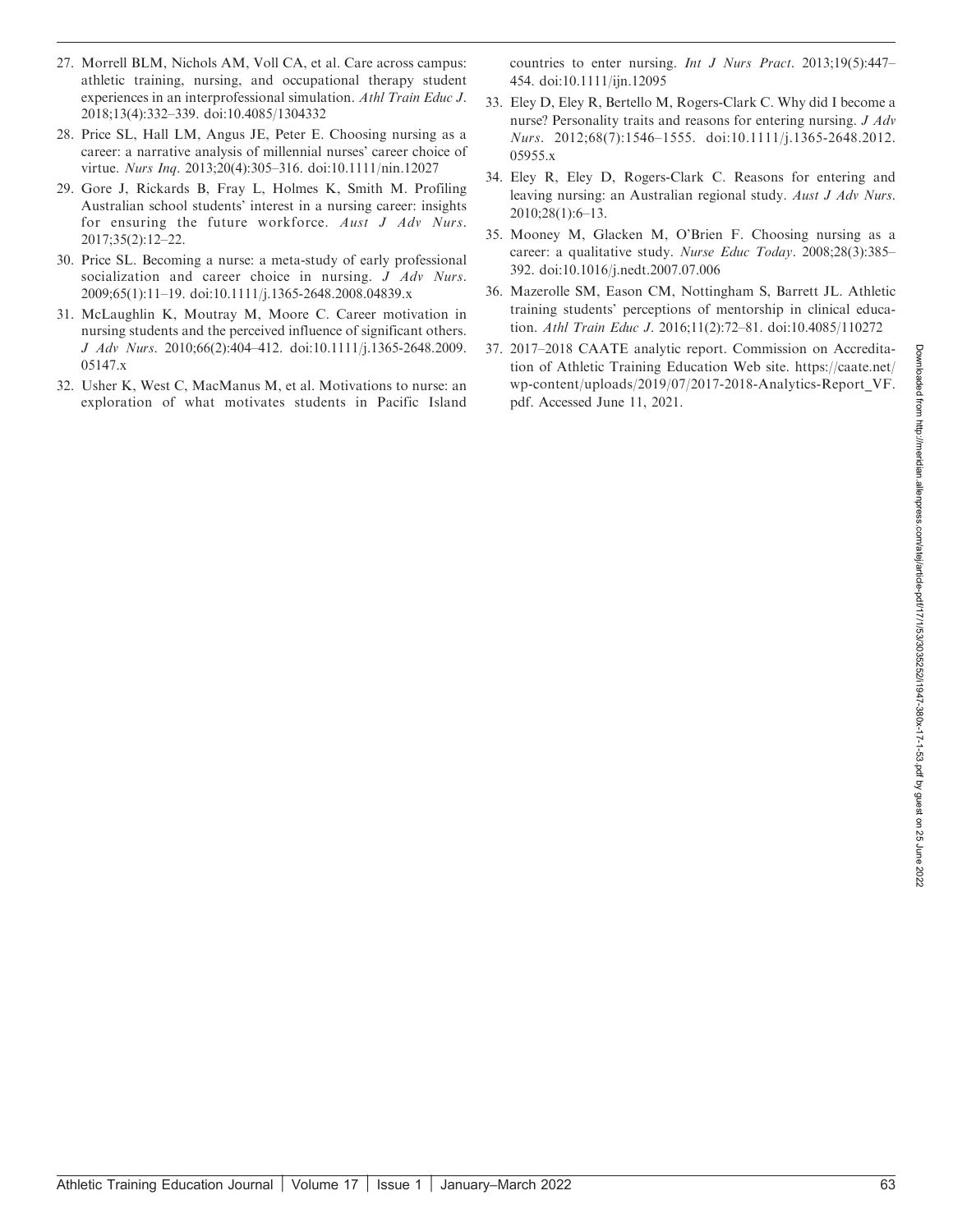27. Morrell BLM, Nichols AM, Voll CA, et al. Care across campus: athletic training, nursing, and occupational therapy student experiences in an interprofessional simulation. *Athl Train Educ J*. 2018;13(4):332–339. doi:10.4085/1304332

28. Price SL, Hall LM, Angus JE, Peter E. Choosing nursing as a career: a narrative analysis of millennial nurses' career choice of virtue. *Nurs Inq*. 2013;20(4):305–316. doi:10.1111/nin.12027

29. Gore J, Rickards B, Fray L, Holmes K, Smith M. Profiling Australian school students' interest in a nursing career: insights for ensuring the future workforce. *Aust J Adv Nurs*. 2017;35(2):12–22.

30. Price SL. Becoming a nurse: a meta-study of early professional socialization and career choice in nursing. *J Adv Nurs*. 2009;65(1):11–19. doi:10.1111/j.1365-2648.2008.04839.x

31. McLaughlin K, Moutray M, Moore C. Career motivation in nursing students and the perceived influence of significant others. *J Adv Nurs*. 2010;66(2):404–412. doi:10.1111/j.1365-2648.2009.05147.x

32. Usher K, West C, MacManus M, et al. Motivations to nurse: an exploration of what motivates students in Pacific Island countries to enter nursing. *Int J Nurs Pract*. 2013;19(5):447–454. doi:10.1111/ijn.12095

33. Eley D, Eley R, Bertello M, Rogers-Clark C. Why did I become a nurse? Personality traits and reasons for entering nursing. *J Adv Nurs*. 2012;68(7):1546–1555. doi:10.1111/j.1365-2648.2012.05955.x

34. Eley R, Eley D, Rogers-Clark C. Reasons for entering and leaving nursing: an Australian regional study. *Aust J Adv Nurs*. 2010;28(1):6–13.

35. Mooney M, Glacken M, O'Brien F. Choosing nursing as a career: a qualitative study. *Nurse Educ Today*. 2008;28(3):385–392. doi:10.1016/j.nedt.2007.07.006

36. Mazerolle SM, Eason CM, Nottingham S, Barrett JL. Athletic training students' perceptions of mentorship in clinical education. *Athl Train Educ J*. 2016;11(2):72–81. doi:10.4085/110272

37. 2017–2018 CAATE analytic report. Commission on Accreditation of Athletic Training Education Web site. https://caate.net/wp-content/uploads/2019/07/2017-2018-Analytics-Report_VF.pdf. Accessed June 11, 2021.